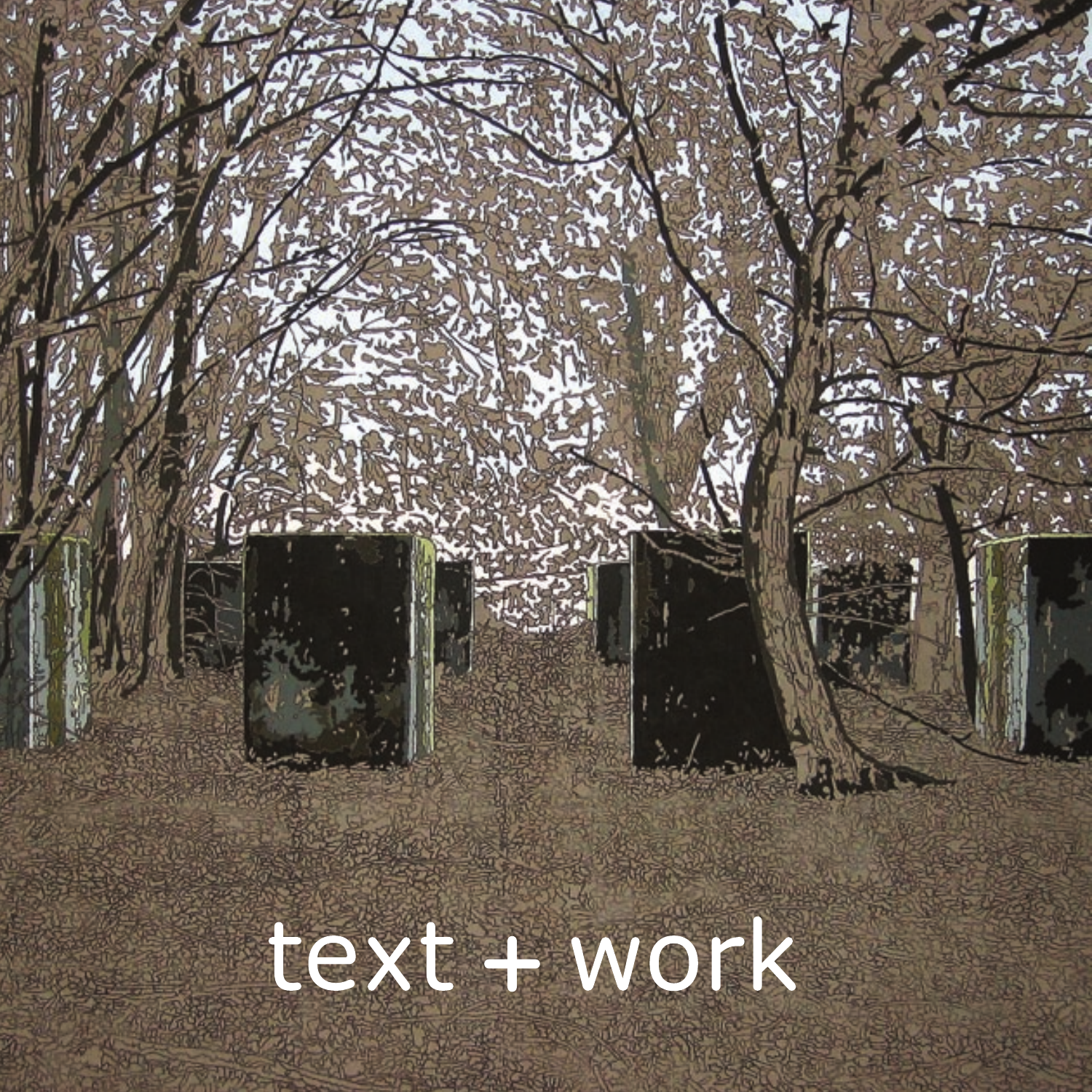# text + work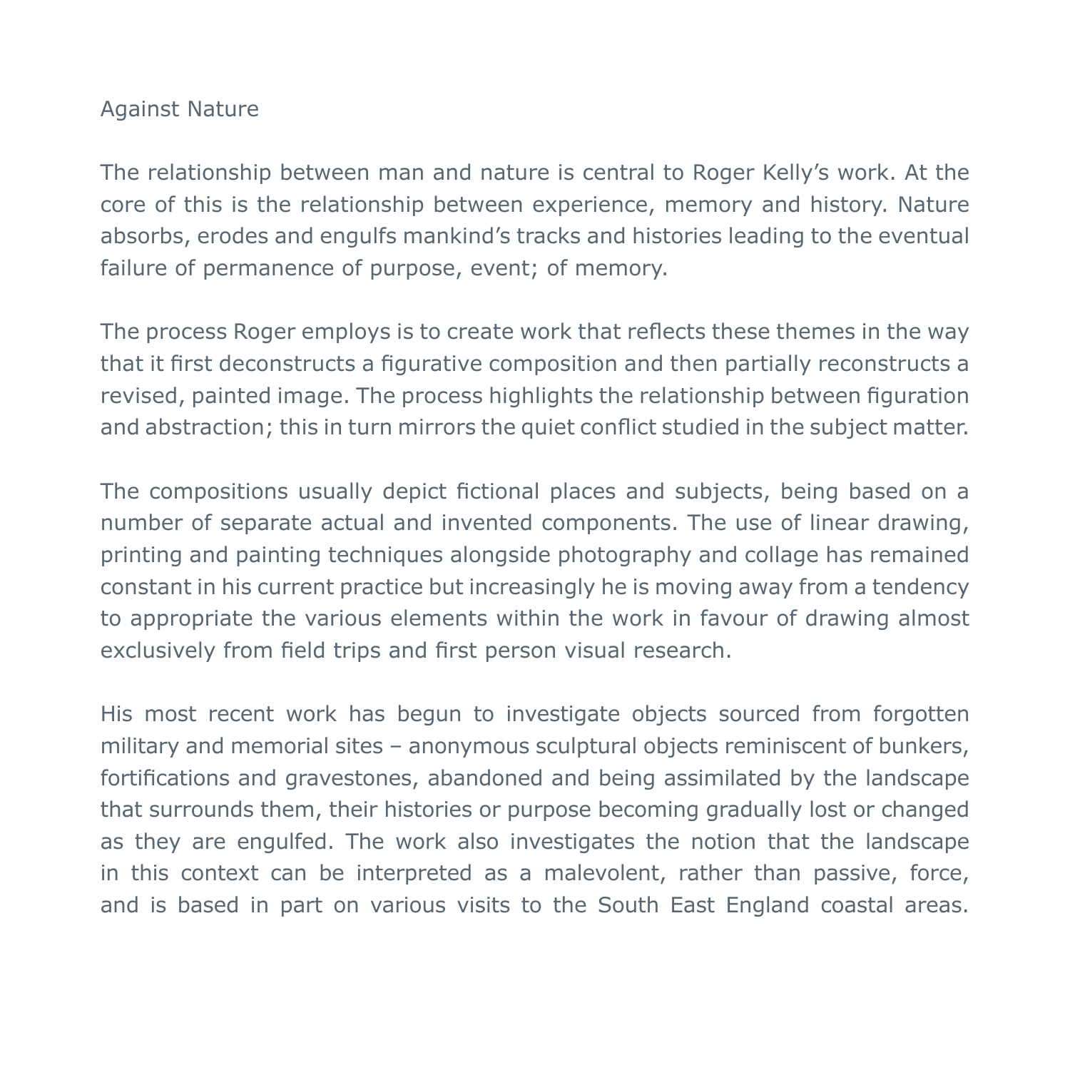# Against Nature

The relationship between man and nature is central to Roger Kelly's work. At the core of this is the relationship between experience, memory and history. Nature absorbs, erodes and engulfs mankind's tracks and histories leading to the eventual failure of permanence of purpose, event; of memory.

The process Roger employs is to create work that reflects these themes in the way that it first deconstructs a figurative composition and then partially reconstructs a revised, painted image. The process highlights the relationship between figuration and abstraction; this in turn mirrors the quiet conflict studied in the subject matter.

The compositions usually depict fictional places and subjects, being based on a number of separate actual and invented components. The use of linear drawing, printing and painting techniques alongside photography and collage has remained constant in his current practice but increasingly he is moving away from a tendency to appropriate the various elements within the work in favour of drawing almost exclusively from field trips and first person visual research.

His most recent work has begun to investigate objects sourced from forgotten military and memorial sites – anonymous sculptural objects reminiscent of bunkers, fortifications and gravestones, abandoned and being assimilated by the landscape that surrounds them, their histories or purpose becoming gradually lost or changed as they are engulfed. The work also investigates the notion that the landscape in this context can be interpreted as a malevolent, rather than passive, force, and is based in part on various visits to the South East England coastal areas.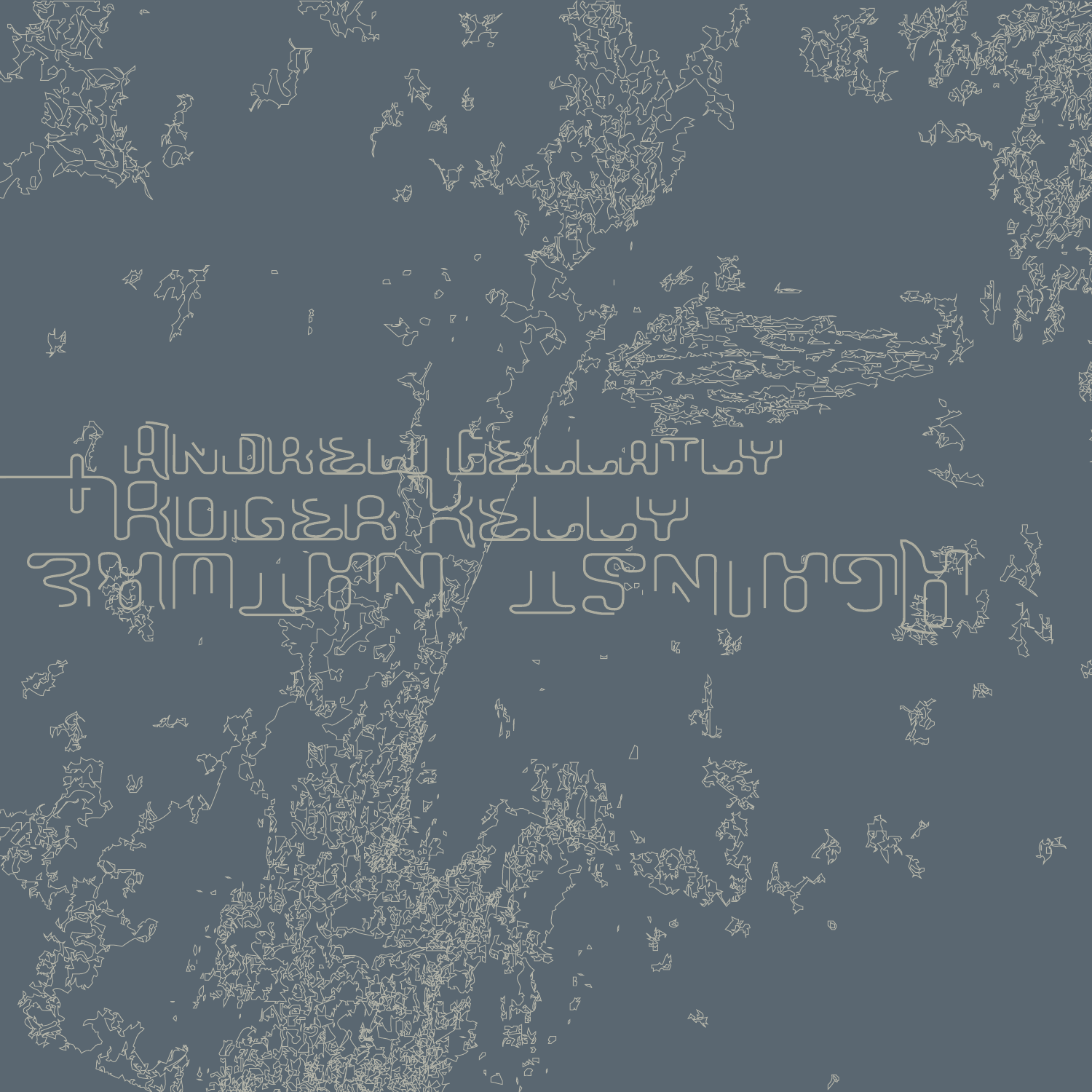ANDREW GELLATLY

+ ROGER KELLY

ЗНОІНИ ТSNІMЭЦ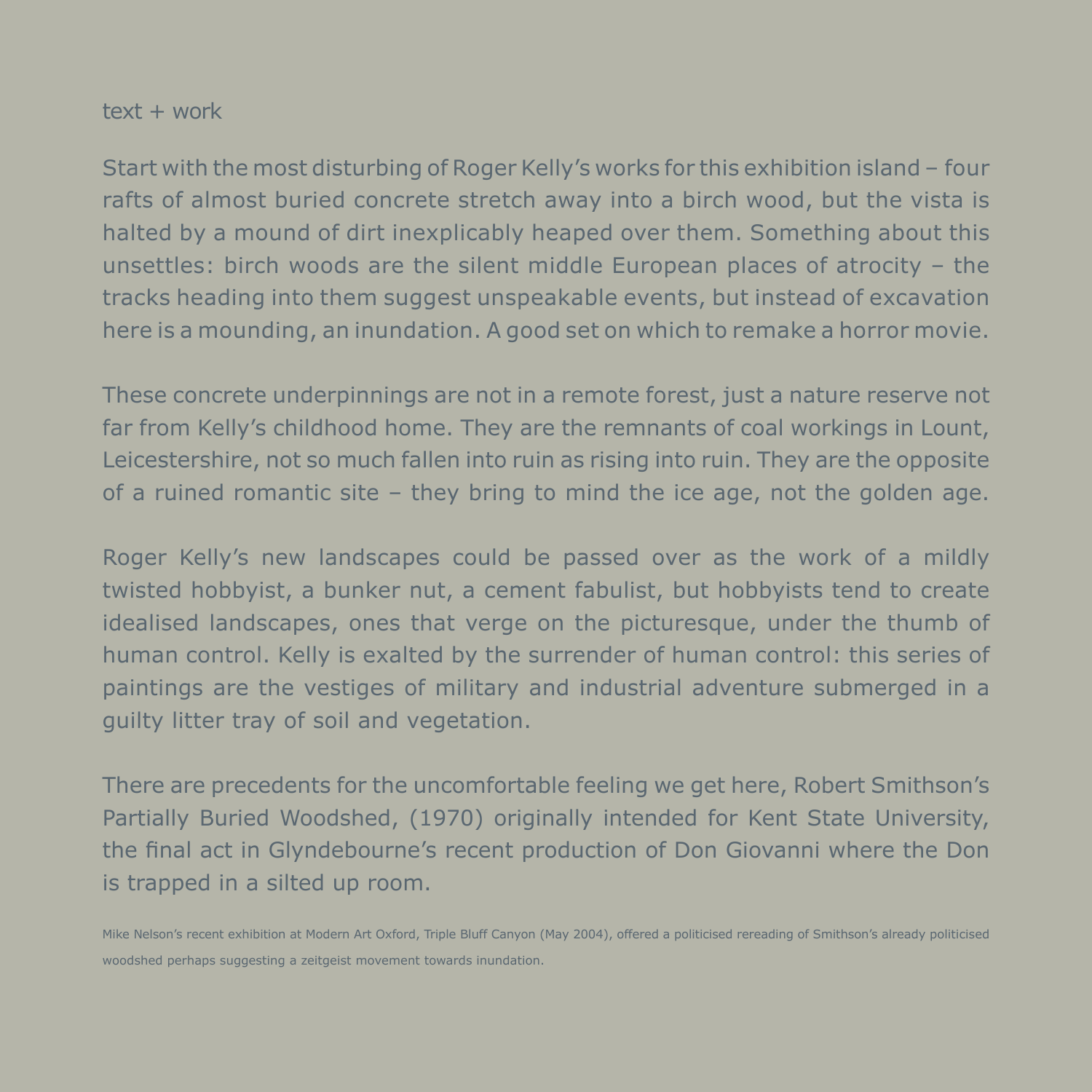text + work

Start with the most disturbing of Roger Kelly's works for this exhibition island – four rafts of almost buried concrete stretch away into a birch wood, but the vista is halted by a mound of dirt inexplicably heaped over them. Something about this unsettles: birch woods are the silent middle European places of atrocity – the tracks heading into them suggest unspeakable events, but instead of excavation here is a mounding, an inundation. A good set on which to remake a horror movie.

These concrete underpinnings are not in a remote forest, just a nature reserve not far from Kelly's childhood home. They are the remnants of coal workings in Lount, Leicestershire, not so much fallen into ruin as rising into ruin. They are the opposite of a ruined romantic site – they bring to mind the ice age, not the golden age.

Roger Kelly's new landscapes could be passed over as the work of a mildly twisted hobbyist, a bunker nut, a cement fabulist, but hobbyists tend to create idealised landscapes, ones that verge on the picturesque, under the thumb of human control. Kelly is exalted by the surrender of human control: this series of paintings are the vestiges of military and industrial adventure submerged in a guilty litter tray of soil and vegetation.

There are precedents for the uncomfortable feeling we get here, Robert Smithson's Partially Buried Woodshed, (1970) originally intended for Kent State University, the final act in Glyndebourne's recent production of Don Giovanni where the Don is trapped in a silted up room.

Mike Nelson's recent exhibition at Modern Art Oxford, Triple Bluff Canyon (May 2004), offered a politicised rereading of Smithson's already politicised woodshed perhaps suggesting a zeitgeist movement towards inundation.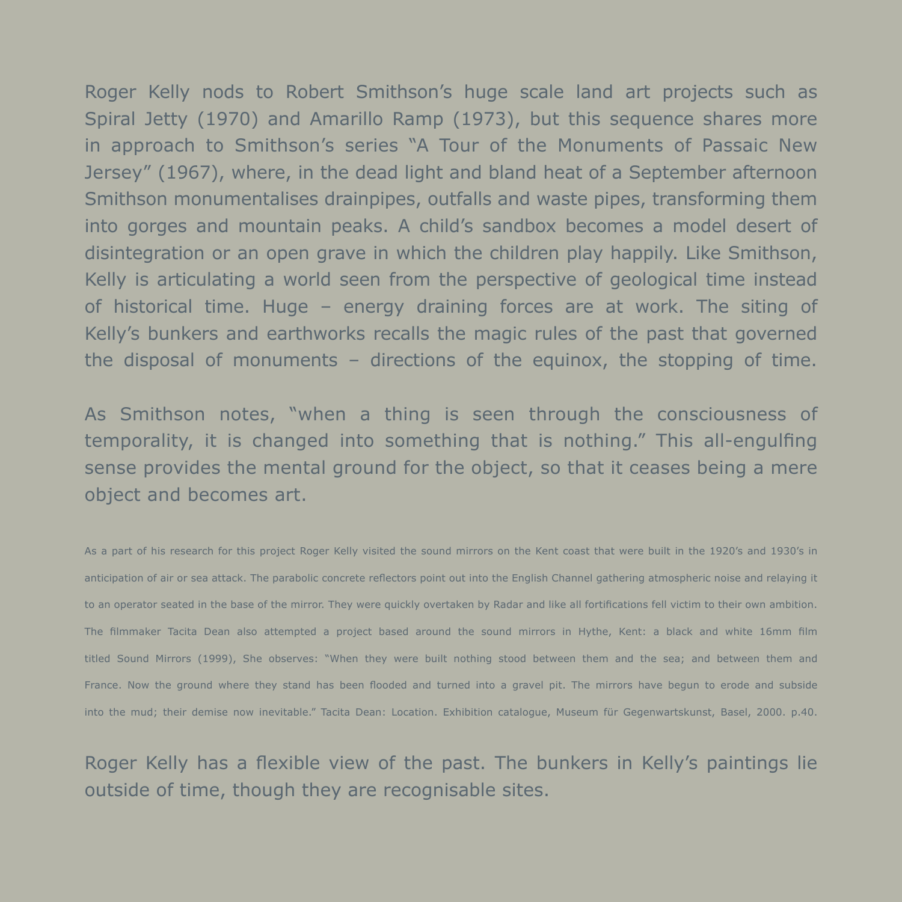Roger Kelly nods to Robert Smithson's huge scale land art projects such as Spiral Jetty (1970) and Amarillo Ramp (1973), but this sequence shares more in approach to Smithson's series "A Tour of the Monuments of Passaic New Jersey" (1967), where, in the dead light and bland heat of a September afternoon Smithson monumentalises drainpipes, outfalls and waste pipes, transforming them into gorges and mountain peaks. A child's sandbox becomes a model desert of disintegration or an open grave in which the children play happily. Like Smithson, Kelly is articulating a world seen from the perspective of geological time instead of historical time. Huge – energy draining forces are at work. The siting of Kelly's bunkers and earthworks recalls the magic rules of the past that governed the disposal of monuments – directions of the equinox, the stopping of time.

As Smithson notes, "when a thing is seen through the consciousness of temporality, it is changed into something that is nothing." This all-engulfing sense provides the mental ground for the object, so that it ceases being a mere object and becomes art.

As a part of his research for this project Roger Kelly visited the sound mirrors on the Kent coast that were built in the 1920's and 1930's in anticipation of air or sea attack. The parabolic concrete reflectors point out into the English Channel gathering atmospheric noise and relaying it to an operator seated in the base of the mirror. They were quickly overtaken by Radar and like all fortifications fell victim to their own ambition. The filmmaker Tacita Dean also attempted a project based around the sound mirrors in Hythe, Kent: a black and white 16mm film titled Sound Mirrors (1999), She observes: "When they were built nothing stood between them and the sea; and between them and France. Now the ground where they stand has been flooded and turned into a gravel pit. The mirrors have begun to erode and subside into the mud; their demise now inevitable." Tacita Dean: Location. Exhibition catalogue, Museum für Gegenwartskunst, Basel, 2000. p.40.

Roger Kelly has a flexible view of the past. The bunkers in Kelly's paintings lie outside of time, though they are recognisable sites.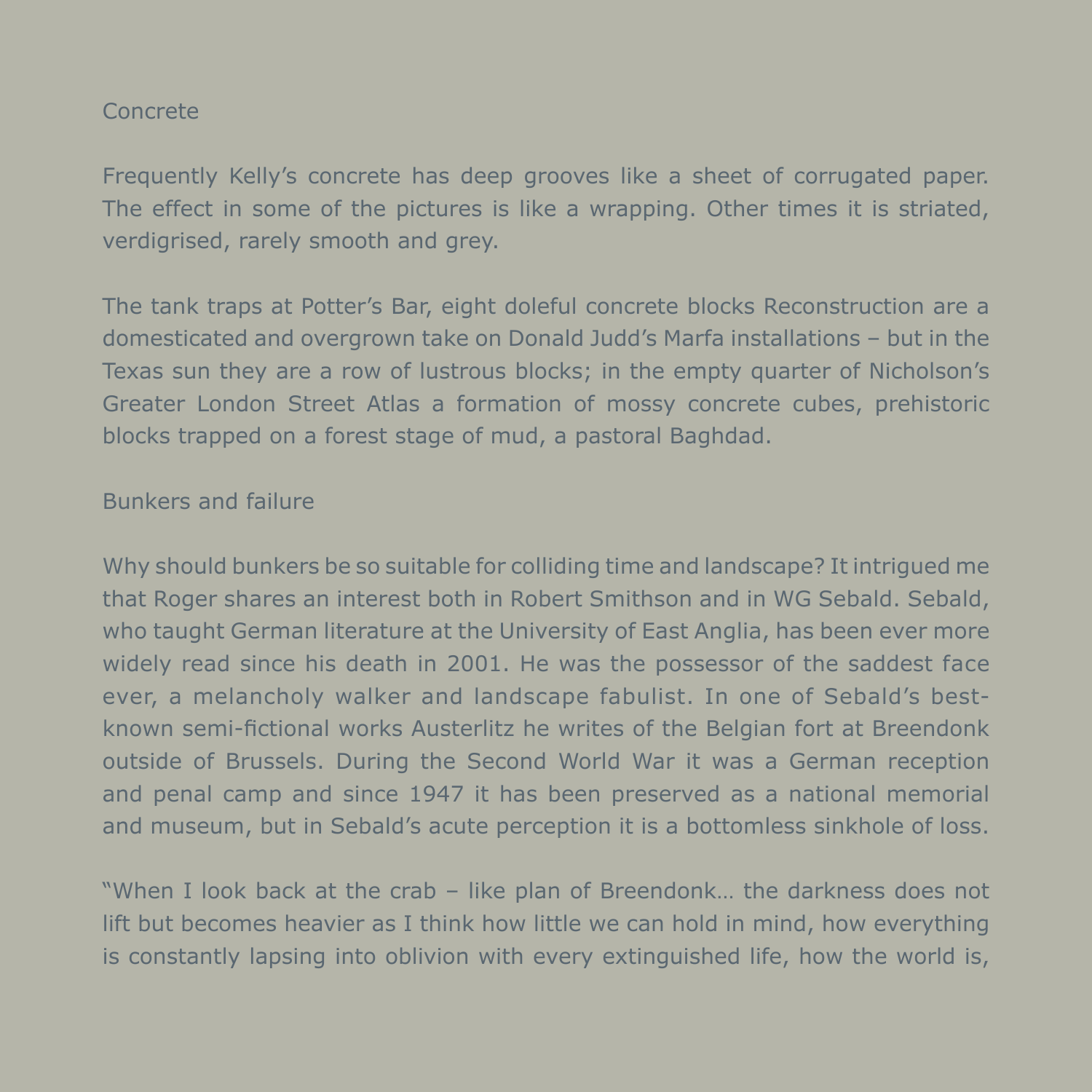## Concrete

Frequently Kelly's concrete has deep grooves like a sheet of corrugated paper. The effect in some of the pictures is like a wrapping. Other times it is striated, verdigrised, rarely smooth and grey.

The tank traps at Potter's Bar, eight doleful concrete blocks Reconstruction are a domesticated and overgrown take on Donald Judd's Marfa installations – but in the Texas sun they are a row of lustrous blocks; in the empty quarter of Nicholson's Greater London Street Atlas a formation of mossy concrete cubes, prehistoric blocks trapped on a forest stage of mud, a pastoral Baghdad.

## Bunkers and failure

Why should bunkers be so suitable for colliding time and landscape? It intrigued me that Roger shares an interest both in Robert Smithson and in WG Sebald. Sebald, who taught German literature at the University of East Anglia, has been ever more widely read since his death in 2001. He was the possessor of the saddest face ever, a melancholy walker and landscape fabulist. In one of Sebald's best-known semi-fictional works Austerlitz he writes of the Belgian fort at Breendonk outside of Brussels. During the Second World War it was a German reception and penal camp and since 1947 it has been preserved as a national memorial and museum, but in Sebald's acute perception it is a bottomless sinkhole of loss.

"When I look back at the crab – like plan of Breendonk… the darkness does not lift but becomes heavier as I think how little we can hold in mind, how everything is constantly lapsing into oblivion with every extinguished life, how the world is,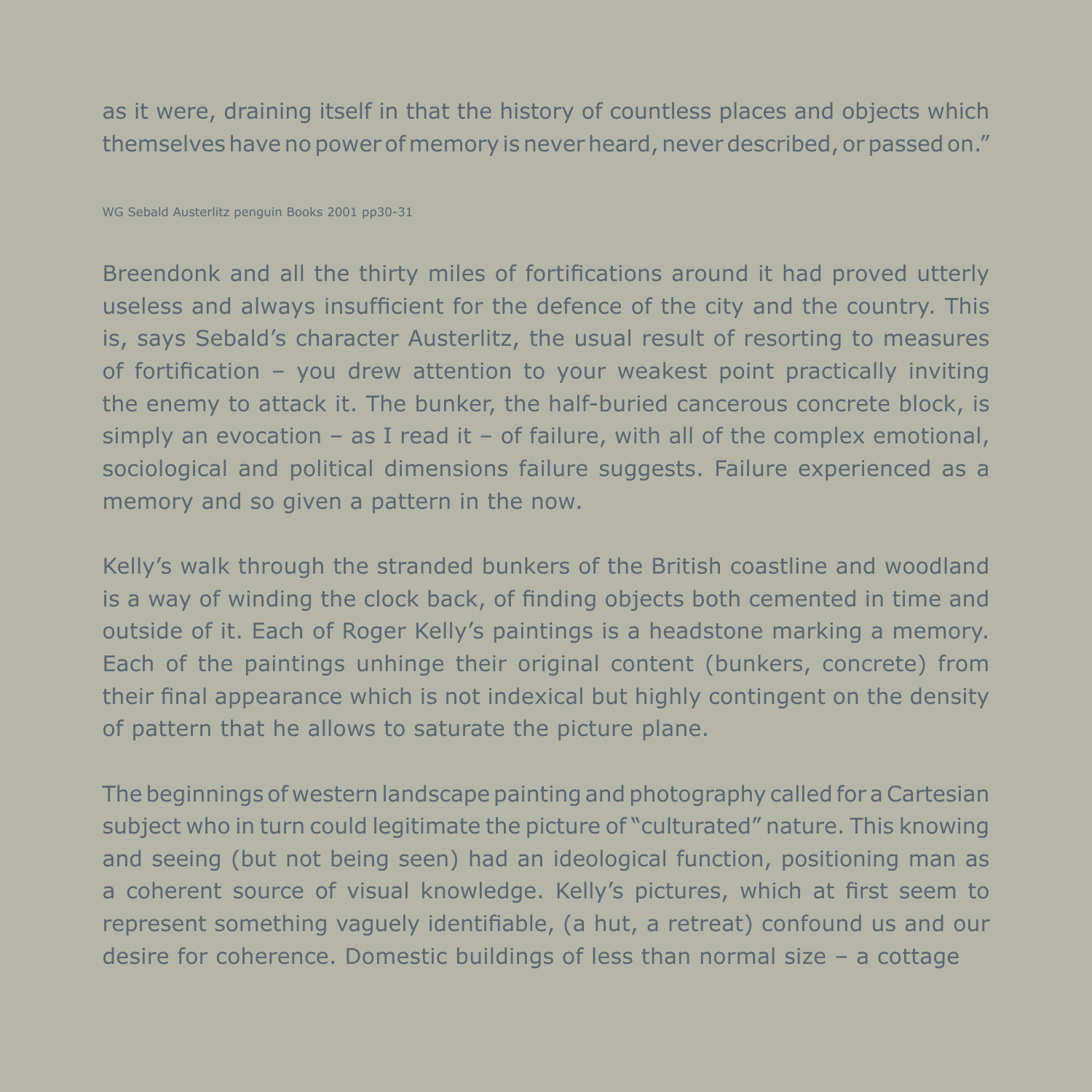as it were, draining itself in that the history of countless places and objects which themselves have no power of memory is never heard, never described, or passed on."

WG Sebald Austerlitz penguin Books 2001 pp30-31

Breendonk and all the thirty miles of fortifications around it had proved utterly useless and always insufficient for the defence of the city and the country. This is, says Sebald's character Austerlitz, the usual result of resorting to measures of fortification – you drew attention to your weakest point practically inviting the enemy to attack it. The bunker, the half-buried cancerous concrete block, is simply an evocation – as I read it – of failure, with all of the complex emotional, sociological and political dimensions failure suggests. Failure experienced as a memory and so given a pattern in the now.

Kelly's walk through the stranded bunkers of the British coastline and woodland is a way of winding the clock back, of finding objects both cemented in time and outside of it. Each of Roger Kelly's paintings is a headstone marking a memory. Each of the paintings unhinge their original content (bunkers, concrete) from their final appearance which is not indexical but highly contingent on the density of pattern that he allows to saturate the picture plane.

The beginnings of western landscape painting and photography called for a Cartesian subject who in turn could legitimate the picture of "culturated" nature. This knowing and seeing (but not being seen) had an ideological function, positioning man as a coherent source of visual knowledge. Kelly's pictures, which at first seem to represent something vaguely identifiable, (a hut, a retreat) confound us and our desire for coherence. Domestic buildings of less than normal size – a cottage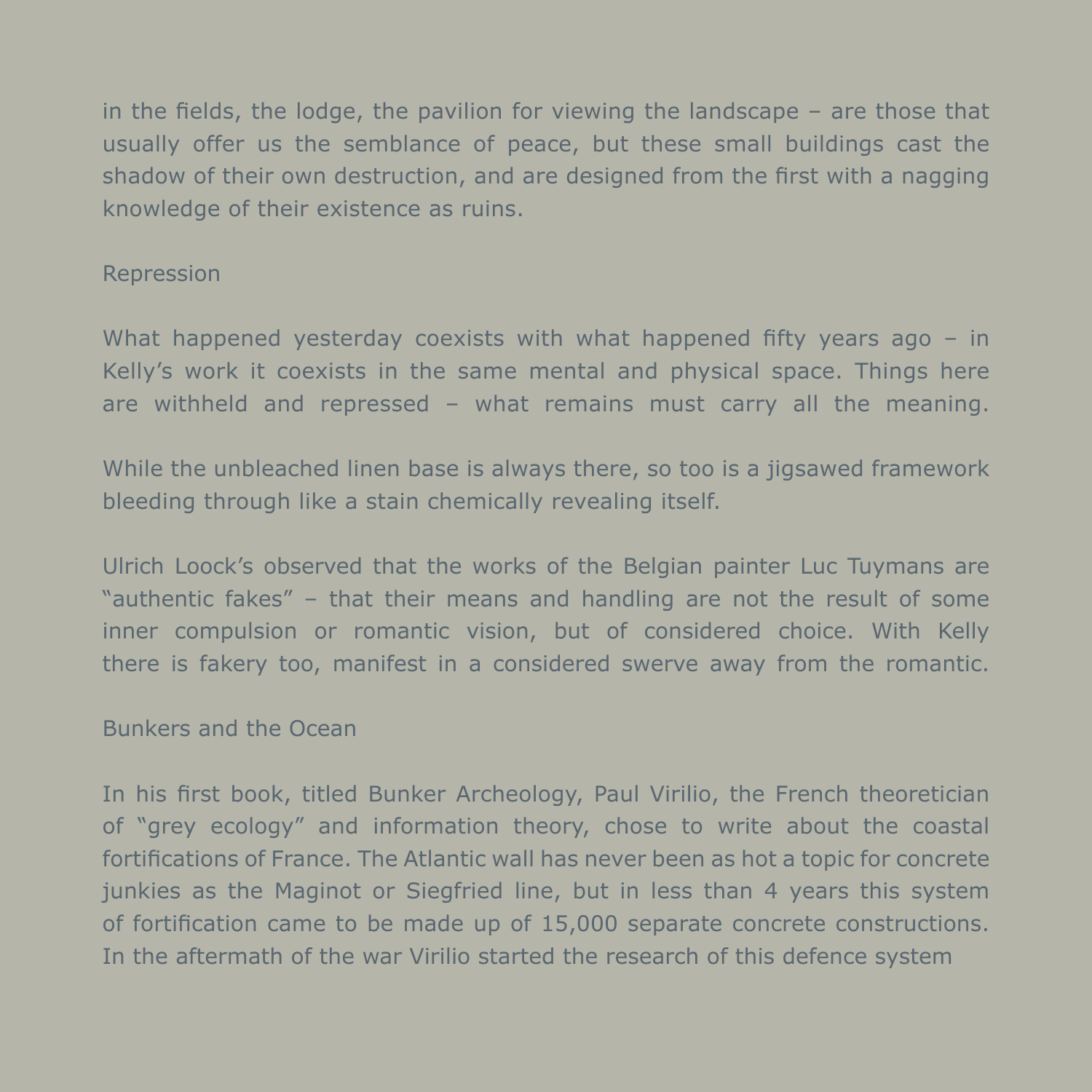in the fields, the lodge, the pavilion for viewing the landscape – are those that usually offer us the semblance of peace, but these small buildings cast the shadow of their own destruction, and are designed from the first with a nagging knowledge of their existence as ruins.

## Repression

What happened yesterday coexists with what happened fifty years ago – in Kelly's work it coexists in the same mental and physical space. Things here are withheld and repressed – what remains must carry all the meaning.

While the unbleached linen base is always there, so too is a jigsawed framework bleeding through like a stain chemically revealing itself.

Ulrich Loock's observed that the works of the Belgian painter Luc Tuymans are "authentic fakes" – that their means and handling are not the result of some inner compulsion or romantic vision, but of considered choice. With Kelly there is fakery too, manifest in a considered swerve away from the romantic.

## Bunkers and the Ocean

In his first book, titled Bunker Archeology, Paul Virilio, the French theoretician of "grey ecology" and information theory, chose to write about the coastal fortifications of France. The Atlantic wall has never been as hot a topic for concrete junkies as the Maginot or Siegfried line, but in less than 4 years this system of fortification came to be made up of 15,000 separate concrete constructions. In the aftermath of the war Virilio started the research of this defence system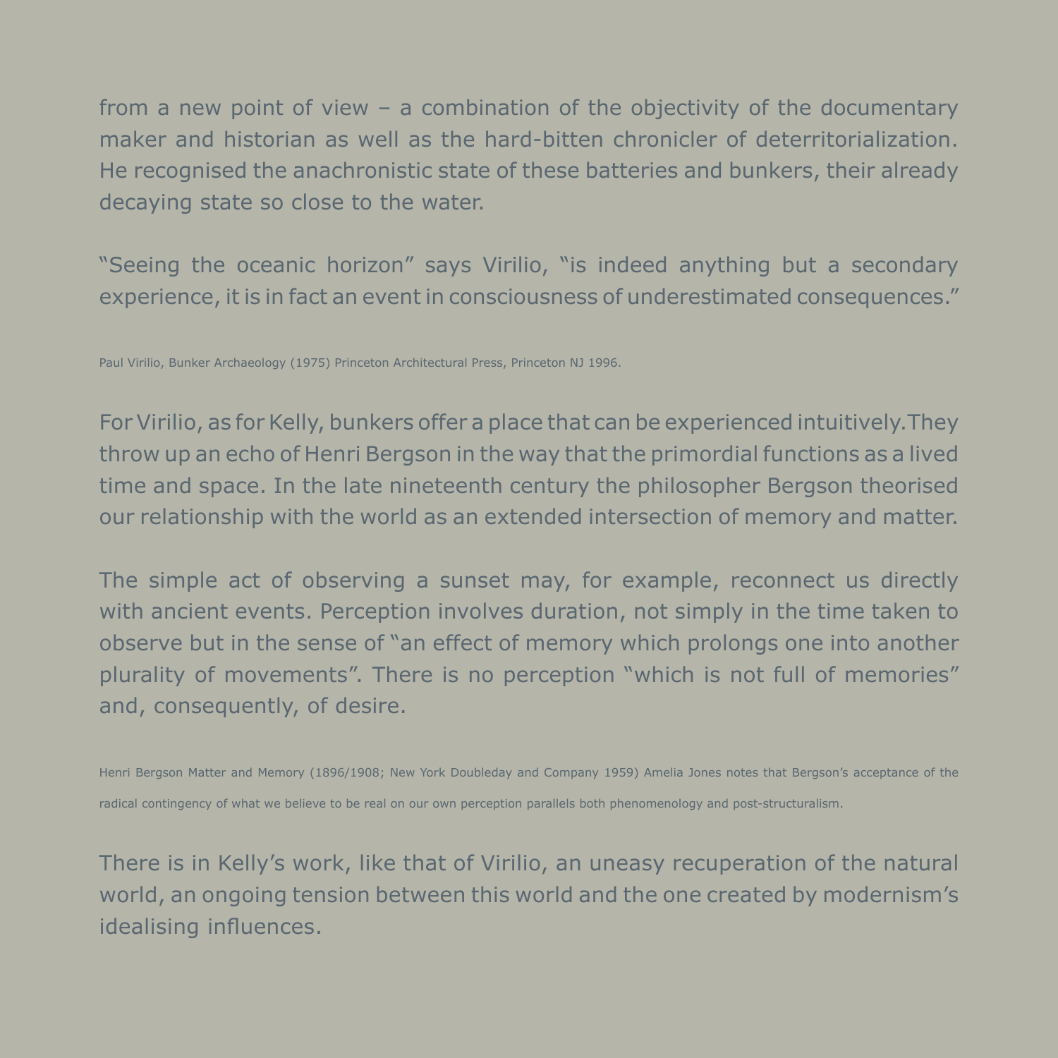from a new point of view – a combination of the objectivity of the documentary maker and historian as well as the hard-bitten chronicler of deterritorialization. He recognised the anachronistic state of these batteries and bunkers, their already decaying state so close to the water.

"Seeing the oceanic horizon" says Virilio, "is indeed anything but a secondary experience, it is in fact an event in consciousness of underestimated consequences."

Paul Virilio, Bunker Archaeology (1975) Princeton Architectural Press, Princeton NJ 1996.

For Virilio, as for Kelly, bunkers offer a place that can be experienced intuitively. They throw up an echo of Henri Bergson in the way that the primordial functions as a lived time and space. In the late nineteenth century the philosopher Bergson theorised our relationship with the world as an extended intersection of memory and matter.

The simple act of observing a sunset may, for example, reconnect us directly with ancient events. Perception involves duration, not simply in the time taken to observe but in the sense of "an effect of memory which prolongs one into another plurality of movements". There is no perception "which is not full of memories" and, consequently, of desire.

Henri Bergson Matter and Memory (1896/1908; New York Doubleday and Company 1959) Amelia Jones notes that Bergson's acceptance of the radical contingency of what we believe to be real on our own perception parallels both phenomenology and post-structuralism.

There is in Kelly's work, like that of Virilio, an uneasy recuperation of the natural world, an ongoing tension between this world and the one created by modernism's idealising influences.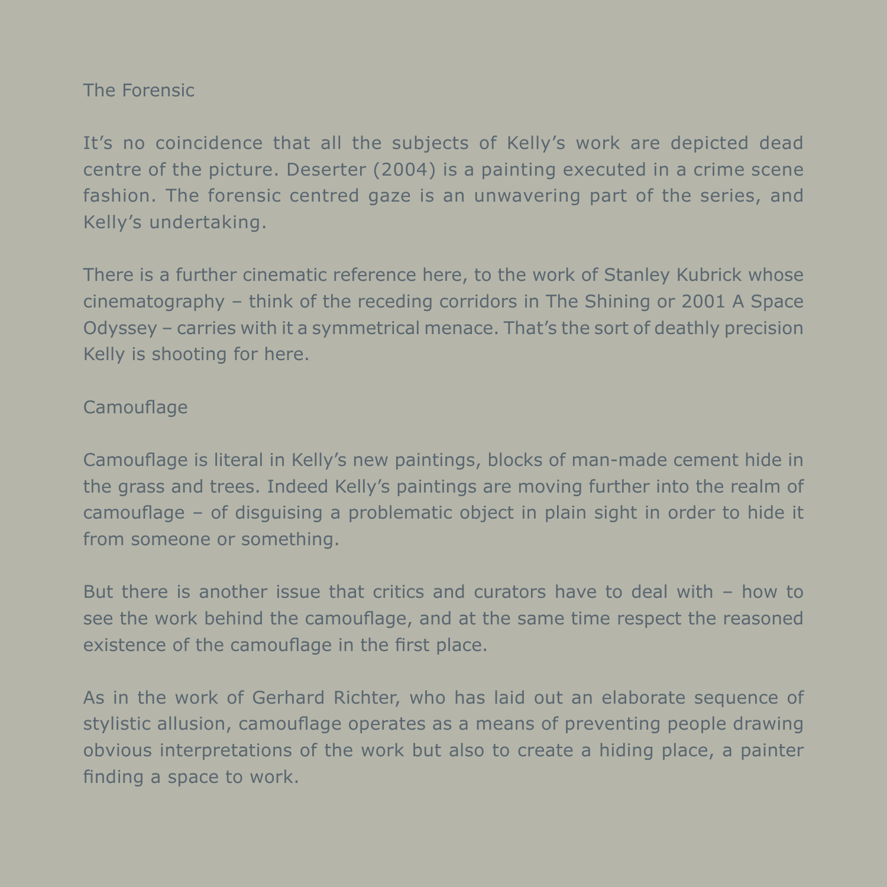## The Forensic

It's no coincidence that all the subjects of Kelly's work are depicted dead centre of the picture. Deserter (2004) is a painting executed in a crime scene fashion. The forensic centred gaze is an unwavering part of the series, and Kelly's undertaking.

There is a further cinematic reference here, to the work of Stanley Kubrick whose cinematography – think of the receding corridors in The Shining or 2001 A Space Odyssey – carries with it a symmetrical menace. That's the sort of deathly precision Kelly is shooting for here.

## Camouflage

Camouflage is literal in Kelly's new paintings, blocks of man-made cement hide in the grass and trees. Indeed Kelly's paintings are moving further into the realm of camouflage – of disguising a problematic object in plain sight in order to hide it from someone or something.

But there is another issue that critics and curators have to deal with – how to see the work behind the camouflage, and at the same time respect the reasoned existence of the camouflage in the first place.

As in the work of Gerhard Richter, who has laid out an elaborate sequence of stylistic allusion, camouflage operates as a means of preventing people drawing obvious interpretations of the work but also to create a hiding place, a painter finding a space to work.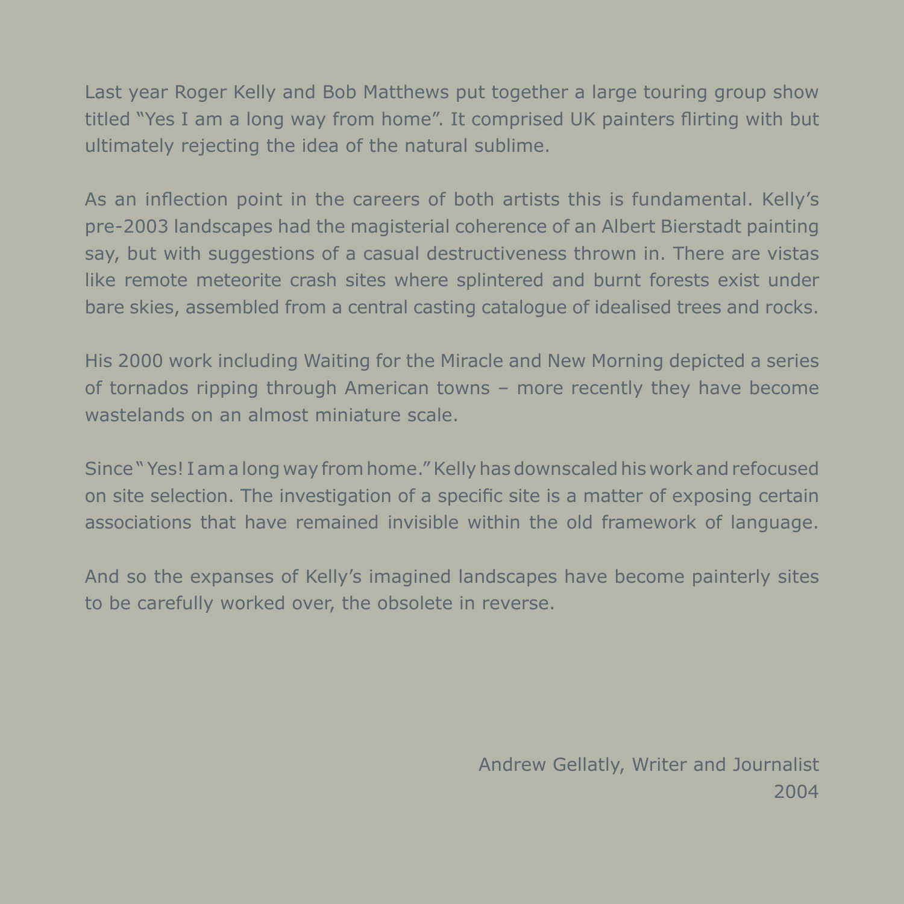Last year Roger Kelly and Bob Matthews put together a large touring group show titled “Yes I am a long way from home”. It comprised UK painters flirting with but ultimately rejecting the idea of the natural sublime.

As an inflection point in the careers of both artists this is fundamental. Kelly’s pre-2003 landscapes had the magisterial coherence of an Albert Bierstadt painting say, but with suggestions of a casual destructiveness thrown in. There are vistas like remote meteorite crash sites where splintered and burnt forests exist under bare skies, assembled from a central casting catalogue of idealised trees and rocks.

His 2000 work including Waiting for the Miracle and New Morning depicted a series of tornados ripping through American towns – more recently they have become wastelands on an almost miniature scale.

Since “ Yes! I am a long way from home.” Kelly has downscaled his work and refocused on site selection. The investigation of a specific site is a matter of exposing certain associations that have remained invisible within the old framework of language.

And so the expanses of Kelly’s imagined landscapes have become painterly sites to be carefully worked over, the obsolete in reverse.

Andrew Gellatly, Writer and Journalist
2004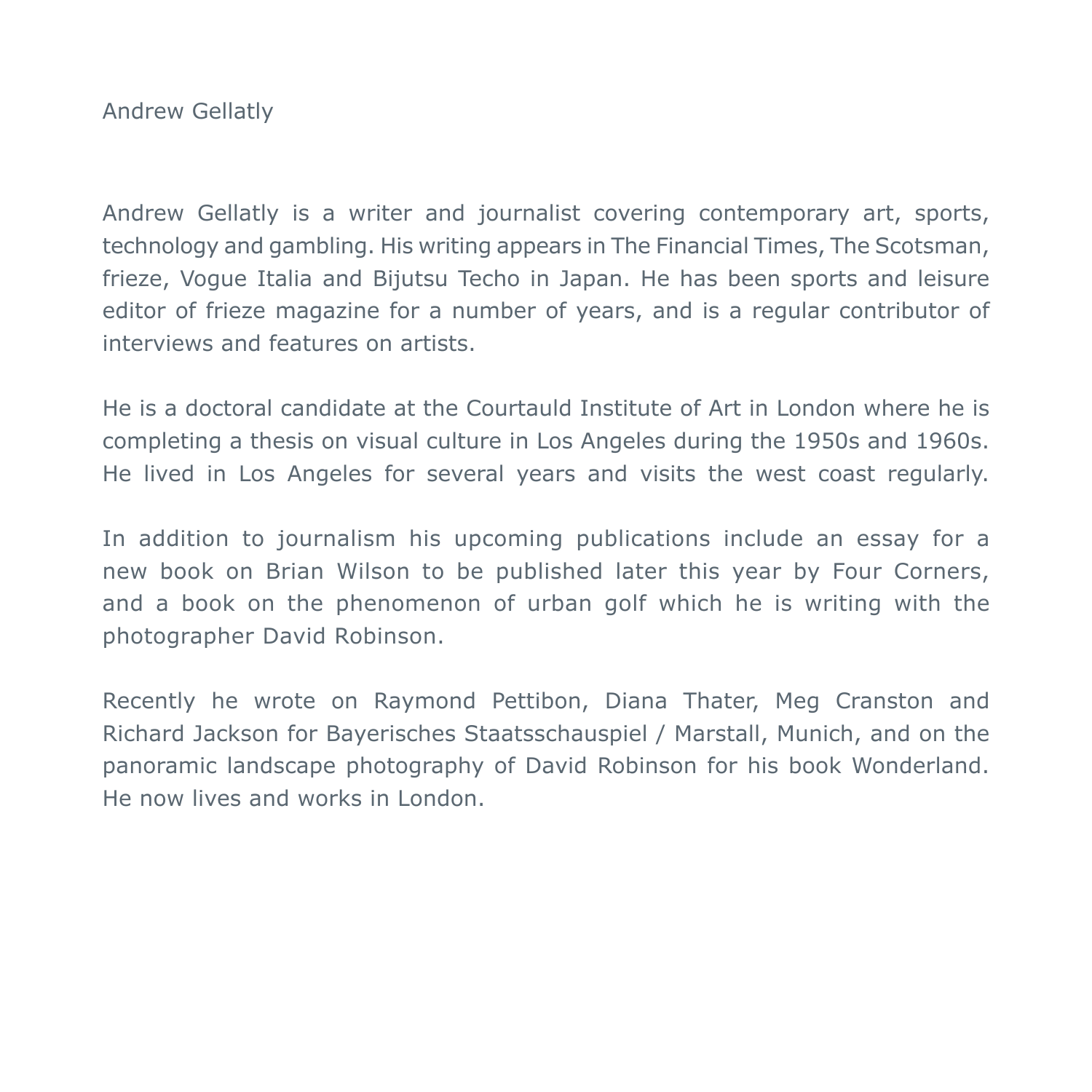## Andrew Gellatly

Andrew Gellatly is a writer and journalist covering contemporary art, sports, technology and gambling. His writing appears in The Financial Times, The Scotsman, frieze, Vogue Italia and Bijutsu Techo in Japan. He has been sports and leisure editor of frieze magazine for a number of years, and is a regular contributor of interviews and features on artists.

He is a doctoral candidate at the Courtauld Institute of Art in London where he is completing a thesis on visual culture in Los Angeles during the 1950s and 1960s. He lived in Los Angeles for several years and visits the west coast regularly.

In addition to journalism his upcoming publications include an essay for a new book on Brian Wilson to be published later this year by Four Corners, and a book on the phenomenon of urban golf which he is writing with the photographer David Robinson.

Recently he wrote on Raymond Pettibon, Diana Thater, Meg Cranston and Richard Jackson for Bayerisches Staatsschauspiel / Marstall, Munich, and on the panoramic landscape photography of David Robinson for his book Wonderland. He now lives and works in London.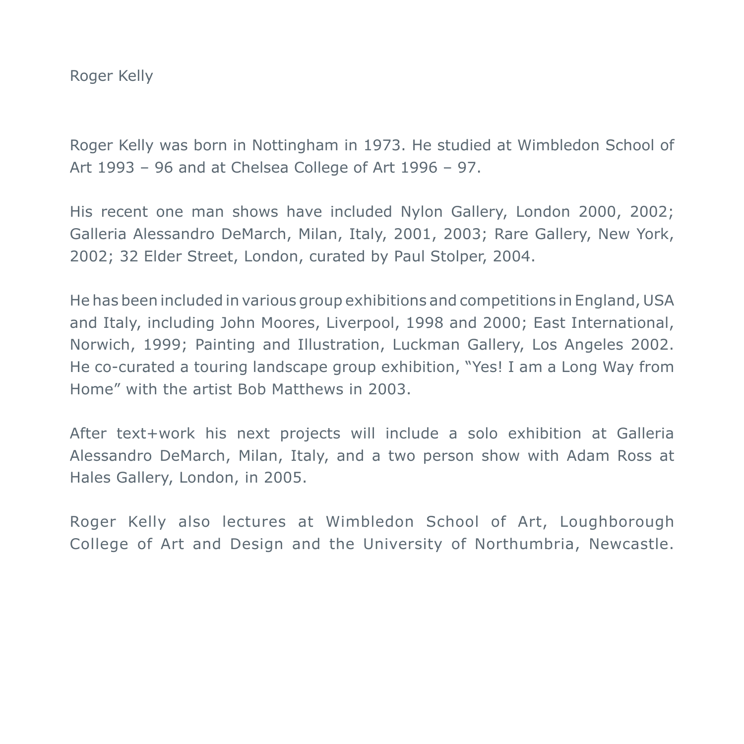# Roger Kelly

Roger Kelly was born in Nottingham in 1973. He studied at Wimbledon School of Art 1993 – 96 and at Chelsea College of Art 1996 – 97.

His recent one man shows have included Nylon Gallery, London 2000, 2002; Galleria Alessandro DeMarch, Milan, Italy, 2001, 2003; Rare Gallery, New York, 2002; 32 Elder Street, London, curated by Paul Stolper, 2004.

He has been included in various group exhibitions and competitions in England, USA and Italy, including John Moores, Liverpool, 1998 and 2000; East International, Norwich, 1999; Painting and Illustration, Luckman Gallery, Los Angeles 2002. He co-curated a touring landscape group exhibition, "Yes! I am a Long Way from Home" with the artist Bob Matthews in 2003.

After text+work his next projects will include a solo exhibition at Galleria Alessandro DeMarch, Milan, Italy, and a two person show with Adam Ross at Hales Gallery, London, in 2005.

Roger Kelly also lectures at Wimbledon School of Art, Loughborough College of Art and Design and the University of Northumbria, Newcastle.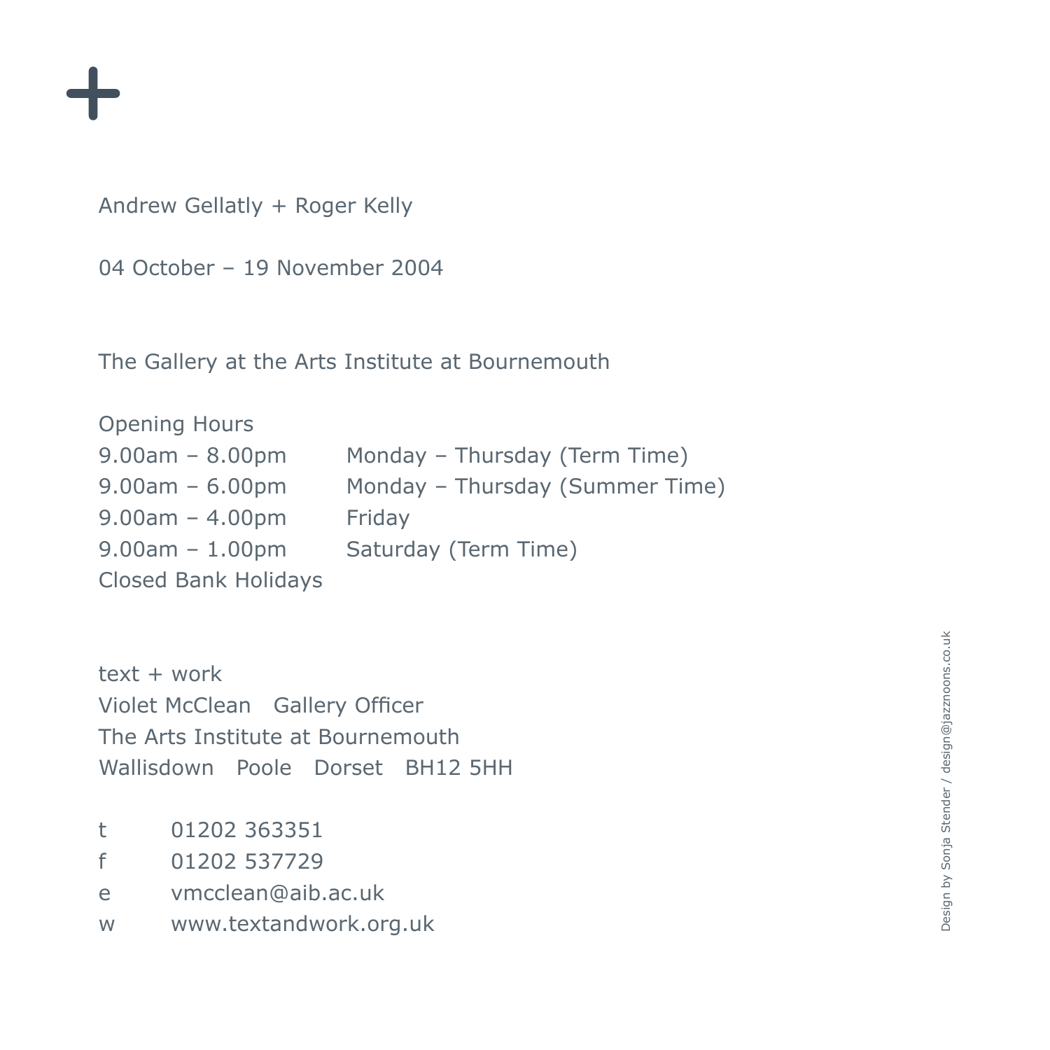+

Andrew Gellatly + Roger Kelly

04 October – 19 November 2004

The Gallery at the Arts Institute at Bournemouth

Opening Hours

| | |
|---|---|
| 9.00am – 8.00pm | Monday – Thursday (Term Time) |
| 9.00am – 6.00pm | Monday – Thursday (Summer Time) |
| 9.00am – 4.00pm | Friday |
| 9.00am – 1.00pm | Saturday (Term Time) |

Closed Bank Holidays

text + work
Violet McClean   Gallery Officer
The Arts Institute at Bournemouth
Wallisdown   Poole   Dorset   BH12 5HH

| | |
|---|---|
| t | 01202 363351 |
| f | 01202 537729 |
| e | vmcclean@aib.ac.uk |
| w | www.textandwork.org.uk |

Design by Sonja Stender / design@jazznoons.co.uk